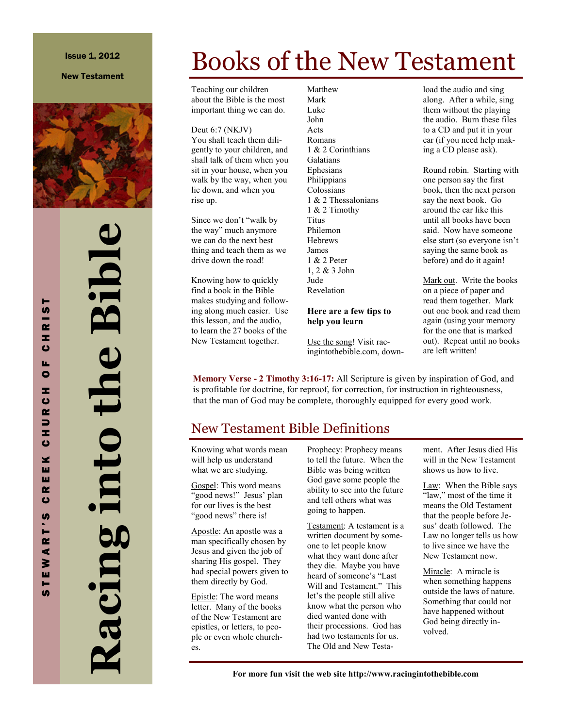Issue 1, 2012

New Testament

# Racing into the Bible

STEWART'S CREEK CHURCH OF CHRIST

# Books of the New Testament

Teaching our children about the Bible is the most important thing we can do.

Deut 6:7 (NKJV)
You shall teach them diligently to your children, and shall talk of them when you sit in your house, when you walk by the way, when you lie down, and when you rise up.

Since we don't "walk by the way" much anymore we can do the next best thing and teach them as we drive down the road!

Knowing how to quickly find a book in the Bible makes studying and following along much easier. Use this lesson, and the audio, to learn the 27 books of the New Testament together.

Matthew
Mark
Luke
John
Acts
Romans
1 & 2 Corinthians
Galatians
Ephesians
Philippians
Colossians
1 & 2 Thessalonians
1 & 2 Timothy
Titus
Philemon
Hebrews
James
1 & 2 Peter
1, 2 & 3 John
Jude
Revelation

**Here are a few tips to help you learn**

Use the song! Visit racingintothebible.com, download the audio and sing along. After a while, sing them without the playing the audio. Burn these files to a CD and put it in your car (if you need help making a CD please ask).

Round robin. Starting with one person say the first book, then the next person say the next book. Go around the car like this until all books have been said. Now have someone else start (so everyone isn't saying the same book as before) and do it again!

Mark out. Write the books on a piece of paper and read them together. Mark out one book and read them again (using your memory for the one that is marked out). Repeat until no books are left written!

**Memory Verse - 2 Timothy 3:16-17:** All Scripture is given by inspiration of God, and is profitable for doctrine, for reproof, for correction, for instruction in righteousness, that the man of God may be complete, thoroughly equipped for every good work.

## New Testament Bible Definitions

Knowing what words mean will help us understand what we are studying.

Gospel: This word means "good news!" Jesus' plan for our lives is the best "good news" there is!

Apostle: An apostle was a man specifically chosen by Jesus and given the job of sharing His gospel. They had special powers given to them directly by God.

Epistle: The word means letter. Many of the books of the New Testament are epistles, or letters, to people or even whole churches.

Prophecy: Prophecy means to tell the future. When the Bible was being written God gave some people the ability to see into the future and tell others what was going to happen.

Testament: A testament is a written document by someone to let people know what they want done after they die. Maybe you have heard of someone's "Last Will and Testament." This let's the people still alive know what the person who died wanted done with their procession. God has had two testaments for us. The Old and New Testament. After Jesus died His will in the New Testament shows us how to live.

Law: When the Bible says "law," most of the time it means the Old Testament that the people before Jesus' death followed. The Law no longer tells us how to live since we have the New Testament now.

Miracle: A miracle is when something happens outside the laws of nature. Something that could not have happened without God being directly involved.

**For more fun visit the web site http://www.racingintothebible.com**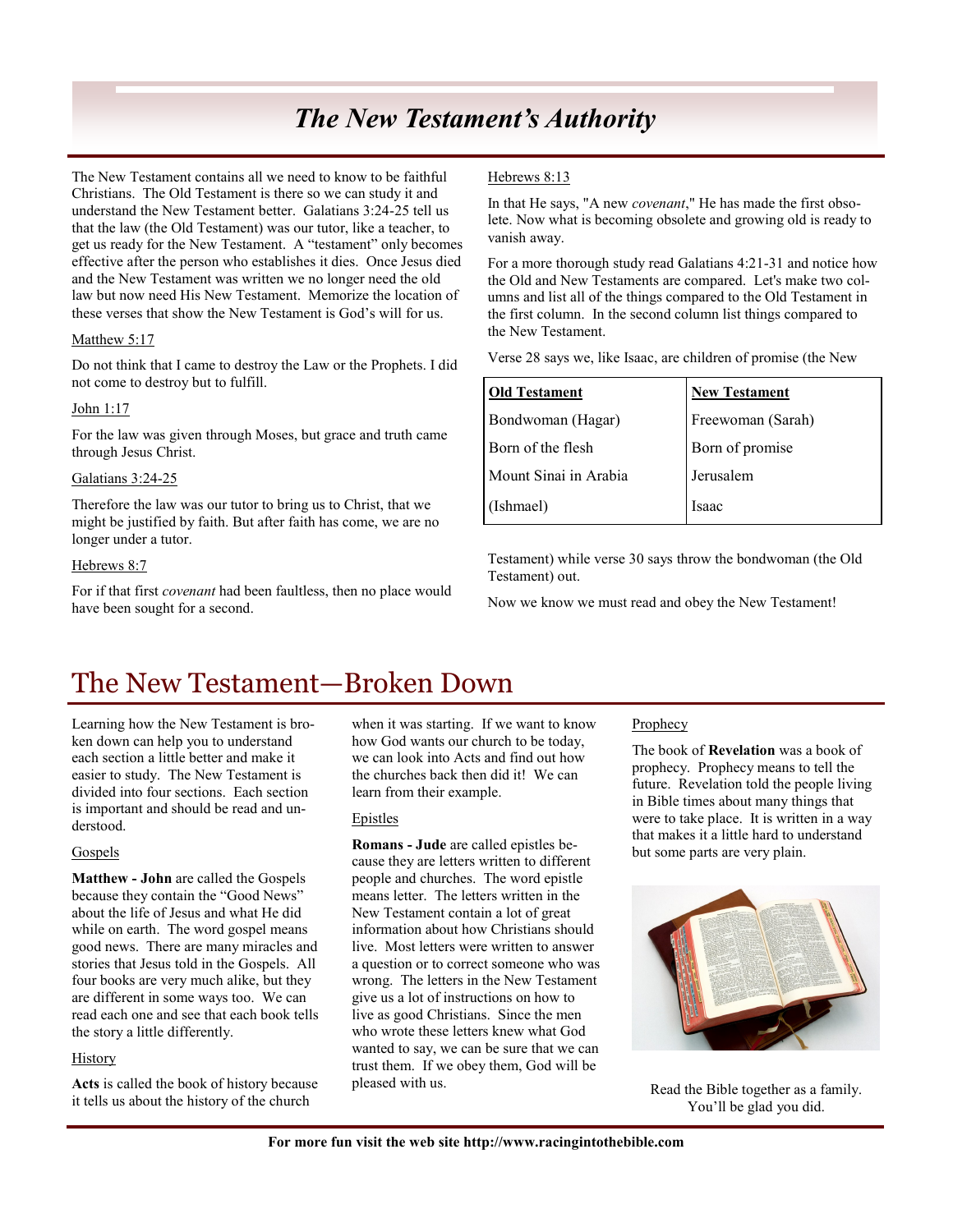# *The New Testament's Authority*

The New Testament contains all we need to know to be faithful Christians. The Old Testament is there so we can study it and understand the New Testament better. Galatians 3:24-25 tell us that the law (the Old Testament) was our tutor, like a teacher, to get us ready for the New Testament. A "testament" only becomes effective after the person who establishes it dies. Once Jesus died and the New Testament was written we no longer need the old law but now need His New Testament. Memorize the location of these verses that show the New Testament is God's will for us.

Matthew 5:17

Do not think that I came to destroy the Law or the Prophets. I did not come to destroy but to fulfill.

John 1:17

For the law was given through Moses, but grace and truth came through Jesus Christ.

Galatians 3:24-25

Therefore the law was our tutor to bring us to Christ, that we might be justified by faith. But after faith has come, we are no longer under a tutor.

Hebrews 8:7

For if that first *covenant* had been faultless, then no place would have been sought for a second.

Hebrews 8:13

In that He says, "A new *covenant*," He has made the first obsolete. Now what is becoming obsolete and growing old is ready to vanish away.

For a more thorough study read Galatians 4:21-31 and notice how the Old and New Testaments are compared. Let's make two columns and list all of the things compared to the Old Testament in the first column. In the second column list things compared to the New Testament.

Verse 28 says we, like Isaac, are children of promise (the New Testament) while verse 30 says throw the bondwoman (the Old Testament) out.

| **Old Testament** | **New Testament** |
|---|---|
| Bondwoman (Hagar) | Freewoman (Sarah) |
| Born of the flesh | Born of promise |
| Mount Sinai in Arabia | Jerusalem |
| (Ishmael) | Isaac |

Now we know we must read and obey the New Testament!

# The New Testament—Broken Down

Learning how the New Testament is broken down can help you to understand each section a little better and make it easier to study. The New Testament is divided into four sections. Each section is important and should be read and understood.

Gospels

**Matthew - John** are called the Gospels because they contain the "Good News" about the life of Jesus and what He did while on earth. The word gospel means good news. There are many miracles and stories that Jesus told in the Gospels. All four books are very much alike, but they are different in some ways too. We can read each one and see that each book tells the story a little differently.

History

**Acts** is called the book of history because it tells us about the history of the church when it was starting. If we want to know how God wants our church to be today, we can look into Acts and find out how the churches back then did it! We can learn from their example.

Epistles

**Romans - Jude** are called epistles because they are letters written to different people and churches. The word epistle means letter. The letters written in the New Testament contain a lot of great information about how Christians should live. Most letters were written to answer a question or to correct someone who was wrong. The letters in the New Testament give us a lot of instructions on how to live as good Christians. Since the men who wrote these letters knew what God wanted to say, we can be sure that we can trust them. If we obey them, God will be pleased with us.

Prophecy

The book of **Revelation** was a book of prophecy. Prophecy means to tell the future. Revelation told the people living in Bible times about many things that were to take place. It is written in a way that makes it a little hard to understand but some parts are very plain.

Read the Bible together as a family. You'll be glad you did.

**For more fun visit the web site http://www.racingintothebible.com**